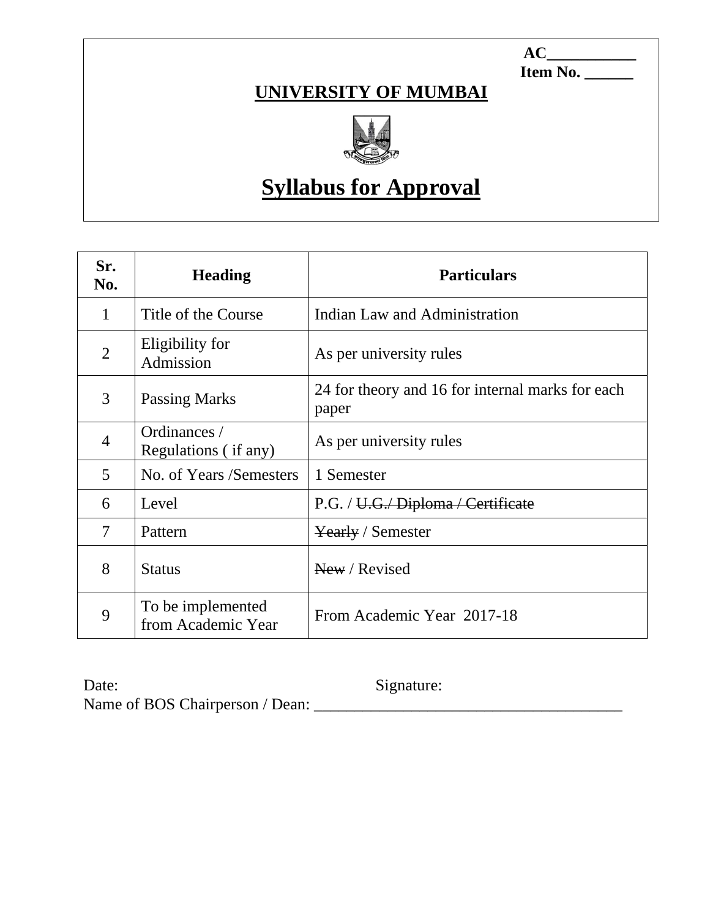AC___________
Item No. ______

# UNIVERSITY OF MUMBAI

# Syllabus for Approval

| Sr. No. | Heading | Particulars |
|---|---|---|
| 1 | Title of the Course | Indian Law and Administration |
| 2 | Eligibility for Admission | As per university rules |
| 3 | Passing Marks | 24 for theory and 16 for internal marks for each paper |
| 4 | Ordinances / Regulations ( if any) | As per university rules |
| 5 | No. of Years /Semesters | 1 Semester |
| 6 | Level | P.G. / ~~U.G./ Diploma / Certificate~~ |
| 7 | Pattern | ~~Yearly~~ / Semester |
| 8 | Status | ~~New~~ / Revised |
| 9 | To be implemented from Academic Year | From Academic Year 2017-18 |

Date: Signature:

Name of BOS Chairperson / Dean: _______________________________________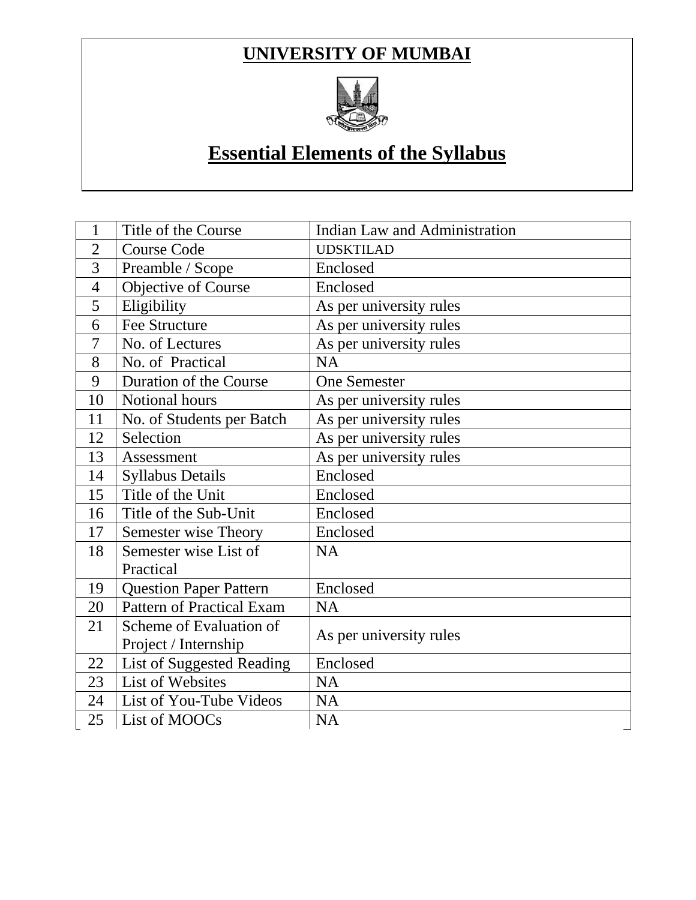# UNIVERSITY OF MUMBAI

## Essential Elements of the Syllabus

| | | |
|---|---|---|
| 1 | Title of the Course | Indian Law and Administration |
| 2 | Course Code | UDSKTILAD |
| 3 | Preamble / Scope | Enclosed |
| 4 | Objective of Course | Enclosed |
| 5 | Eligibility | As per university rules |
| 6 | Fee Structure | As per university rules |
| 7 | No. of Lectures | As per university rules |
| 8 | No. of Practical | NA |
| 9 | Duration of the Course | One Semester |
| 10 | Notional hours | As per university rules |
| 11 | No. of Students per Batch | As per university rules |
| 12 | Selection | As per university rules |
| 13 | Assessment | As per university rules |
| 14 | Syllabus Details | Enclosed |
| 15 | Title of the Unit | Enclosed |
| 16 | Title of the Sub-Unit | Enclosed |
| 17 | Semester wise Theory | Enclosed |
| 18 | Semester wise List of Practical | NA |
| 19 | Question Paper Pattern | Enclosed |
| 20 | Pattern of Practical Exam | NA |
| 21 | Scheme of Evaluation of Project / Internship | As per university rules |
| 22 | List of Suggested Reading | Enclosed |
| 23 | List of Websites | NA |
| 24 | List of You-Tube Videos | NA |
| 25 | List of MOOCs | NA |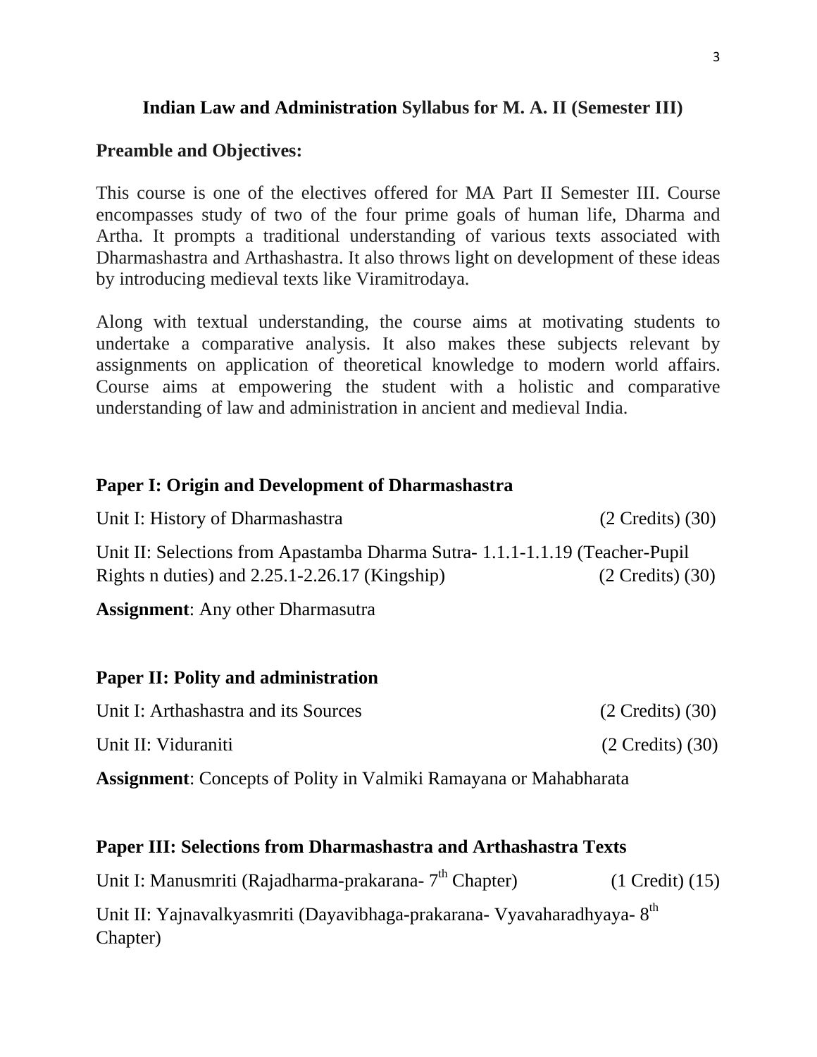## Indian Law and Administration Syllabus for M. A. II (Semester III)

### Preamble and Objectives:

This course is one of the electives offered for MA Part II Semester III. Course encompasses study of two of the four prime goals of human life, Dharma and Artha. It prompts a traditional understanding of various texts associated with Dharmashastra and Arthashastra. It also throws light on development of these ideas by introducing medieval texts like Viramitrodaya.

Along with textual understanding, the course aims at motivating students to undertake a comparative analysis. It also makes these subjects relevant by assignments on application of theoretical knowledge to modern world affairs. Course aims at empowering the student with a holistic and comparative understanding of law and administration in ancient and medieval India.

### Paper I: Origin and Development of Dharmashastra

Unit I: History of Dharmashastra (2 Credits) (30)

Unit II: Selections from Apastamba Dharma Sutra- 1.1.1-1.1.19 (Teacher-Pupil Rights n duties) and 2.25.1-2.26.17 (Kingship) (2 Credits) (30)

**Assignment**: Any other Dharmasutra

### Paper II: Polity and administration

Unit I: Arthashastra and its Sources (2 Credits) (30)

Unit II: Viduraniti (2 Credits) (30)

**Assignment**: Concepts of Polity in Valmiki Ramayana or Mahabharata

### Paper III: Selections from Dharmashastra and Arthashastra Texts

Unit I: Manusmriti (Rajadharma-prakarana- 7th Chapter) (1 Credit) (15)

Unit II: Yajnavalkyasmriti (Dayavibhaga-prakarana- Vyavaharadhyaya- 8th Chapter)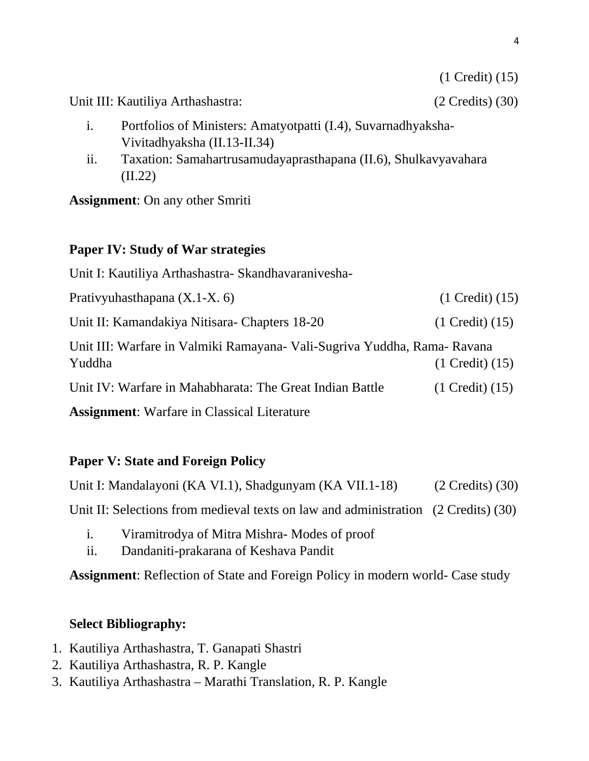(1 Credit) (15)

Unit III: Kautiliya Arthashastra: (2 Credits) (30)

i. Portfolios of Ministers: Amatyotpatti (I.4), Suvarnadhyaksha-Vivitadhyaksha (II.13-II.34)
ii. Taxation: Samahartrusamudayaprasthapana (II.6), Shulkavyavahara (II.22)

**Assignment**: On any other Smriti

### Paper IV: Study of War strategies

Unit I: Kautiliya Arthashastra- Skandhavaranivesha-Prativyuhasthapana (X.1-X. 6) (1 Credit) (15)

Unit II: Kamandakiya Nitisara- Chapters 18-20 (1 Credit) (15)

Unit III: Warfare in Valmiki Ramayana- Vali-Sugriva Yuddha, Rama- Ravana Yuddha (1 Credit) (15)

Unit IV: Warfare in Mahabharata: The Great Indian Battle (1 Credit) (15)

**Assignment**: Warfare in Classical Literature

### Paper V: State and Foreign Policy

Unit I: Mandalayoni (KA VI.1), Shadgunyam (KA VII.1-18) (2 Credits) (30)

Unit II: Selections from medieval texts on law and administration (2 Credits) (30)

i. Viramitrodya of Mitra Mishra- Modes of proof
ii. Dandaniti-prakarana of Keshava Pandit

**Assignment**: Reflection of State and Foreign Policy in modern world- Case study

### Select Bibliography:

1. Kautiliya Arthashastra, T. Ganapati Shastri
2. Kautiliya Arthashastra, R. P. Kangle
3. Kautiliya Arthashastra – Marathi Translation, R. P. Kangle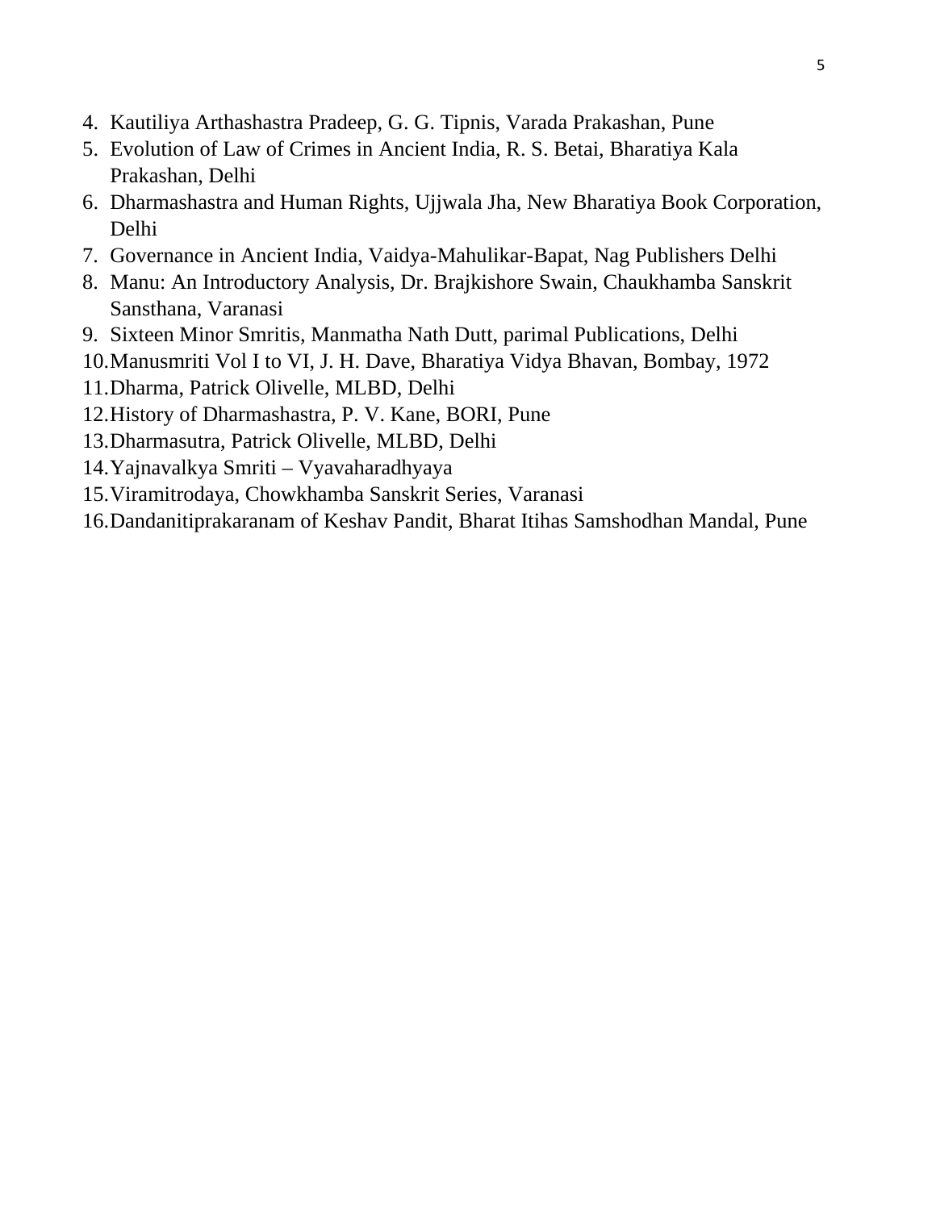4. Kautiliya Arthashastra Pradeep, G. G. Tipnis, Varada Prakashan, Pune
5. Evolution of Law of Crimes in Ancient India, R. S. Betai, Bharatiya Kala Prakashan, Delhi
6. Dharmashastra and Human Rights, Ujjwala Jha, New Bharatiya Book Corporation, Delhi
7. Governance in Ancient India, Vaidya-Mahulikar-Bapat, Nag Publishers Delhi
8. Manu: An Introductory Analysis, Dr. Brajkishore Swain, Chaukhamba Sanskrit Sansthana, Varanasi
9. Sixteen Minor Smritis, Manmatha Nath Dutt, parimal Publications, Delhi
10. Manusmriti Vol I to VI, J. H. Dave, Bharatiya Vidya Bhavan, Bombay, 1972
11. Dharma, Patrick Olivelle, MLBD, Delhi
12. History of Dharmashastra, P. V. Kane, BORI, Pune
13. Dharmasutra, Patrick Olivelle, MLBD, Delhi
14. Yajnavalkya Smriti – Vyavaharadhyaya
15. Viramitrodaya, Chowkhamba Sanskrit Series, Varanasi
16. Dandanitiprakaranam of Keshav Pandit, Bharat Itihas Samshodhan Mandal, Pune